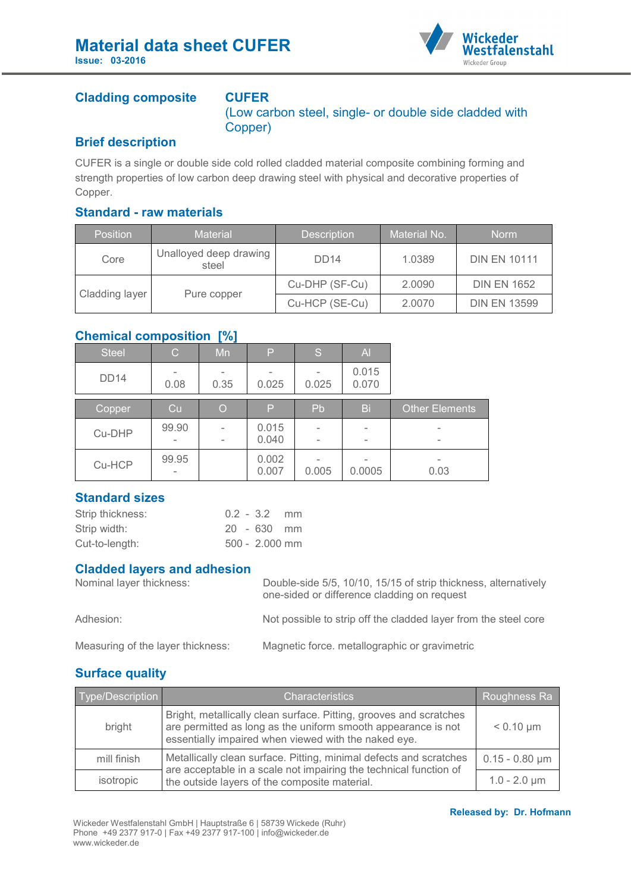# Material data sheet CUFER

**Issue: 03-2016**

## Cladding composite

**CUFER**
(Low carbon steel, single- or double side cladded with Copper)

## Brief description

CUFER is a single or double side cold rolled cladded material composite combining forming and strength properties of low carbon deep drawing steel with physical and decorative properties of Copper.

## Standard - raw materials

| Position | Material | Description | Material No. | Norm |
|---|---|---|---|---|
| Core | Unalloyed deep drawing steel | DD14 | 1.0389 | DIN EN 10111 |
| Cladding layer | Pure copper | Cu-DHP (SF-Cu) | 2.0090 | DIN EN 1652 |
| | | Cu-HCP (SE-Cu) | 2.0070 | DIN EN 13599 |

## Chemical composition [%]

| Steel | C | Mn | P | S | Al |
|---|---|---|---|---|---|
| DD14 | - 0.08 | - 0.35 | - 0.025 | - 0.025 | 0.015 0.070 |

| Copper | Cu | O | P | Pb | Bi | Other Elements |
|---|---|---|---|---|---|---|
| Cu-DHP | 99.90 - | - - | 0.015 0.040 | - - | - - | - - |
| Cu-HCP | 99.95 - | | 0.002 0.007 | - 0.005 | - 0.0005 | - 0.03 |

## Standard sizes

Strip thickness: 0.2 - 3.2 mm
Strip width: 20 - 630 mm
Cut-to-length: 500 - 2.000 mm

## Cladded layers and adhesion

Nominal layer thickness: Double-side 5/5, 10/10, 15/15 of strip thickness, alternatively one-sided or difference cladding on request

Adhesion: Not possible to strip off the cladded layer from the steel core

Measuring of the layer thickness: Magnetic force. metallographic or gravimetric

## Surface quality

| Type/Description | Characteristics | Roughness Ra |
|---|---|---|
| bright | Bright, metallically clean surface. Pitting, grooves and scratches are permitted as long as the uniform smooth appearance is not essentially impaired when viewed with the naked eye. | < 0.10 µm |
| mill finish | Metallically clean surface. Pitting, minimal defects and scratches are acceptable in a scale not impairing the technical function of the outside layers of the composite material. | 0.15 - 0.80 µm |
| isotropic | | 1.0 - 2.0 µm |

**Released by: Dr. Hofmann**

Wickeder Westfalenstahl GmbH | Hauptstraße 6 | 58739 Wickede (Ruhr)
Phone +49 2377 917-0 | Fax +49 2377 917-100 | info@wickeder.de
www.wickeder.de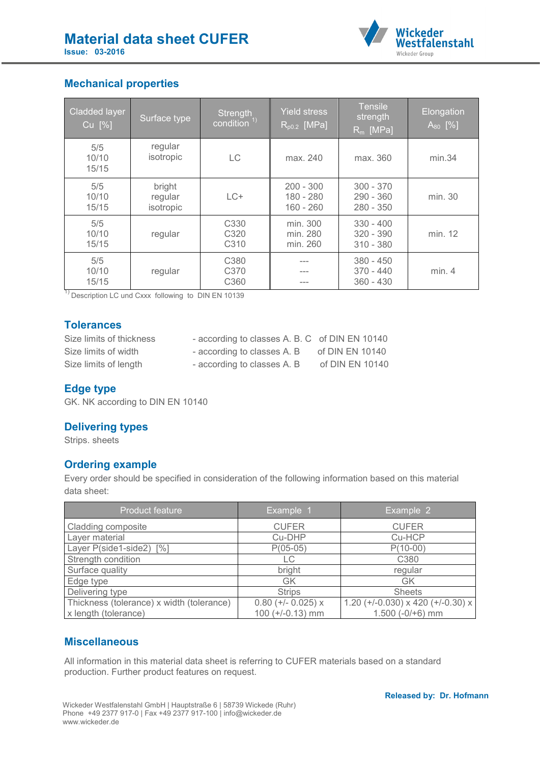# Material data sheet CUFER

**Issue: 03-2016**

## Mechanical properties

| Cladded layer Cu [%] | Surface type | Strength condition [1)] | Yield stress $R_{p0.2}$ [MPa] | Tensile strength $R_m$ [MPa] | Elongation $A_{80}$ [%] |
|---|---|---|---|---|---|
| 5/5<br>10/10<br>15/15 | regular<br>isotropic | LC | max. 240 | max. 360 | min.34 |
| 5/5<br>10/10<br>15/15 | bright<br>regular<br>isotropic | LC+ | 200 - 300<br>180 - 280<br>160 - 260 | 300 - 370<br>290 - 360<br>280 - 350 | min. 30 |
| 5/5<br>10/10<br>15/15 | regular | C330<br>C320<br>C310 | min. 300<br>min. 280<br>min. 260 | 330 - 400<br>320 - 390<br>310 - 380 | min. 12 |
| 5/5<br>10/10<br>15/15 | regular | C380<br>C370<br>C360 | ---<br>---<br>--- | 380 - 450<br>370 - 440<br>360 - 430 | min. 4 |

[1)] Description LC und Cxxx following to DIN EN 10139

## Tolerances

Size limits of thickness - according to classes A. B. C of DIN EN 10140
Size limits of width - according to classes A. B of DIN EN 10140
Size limits of length - according to classes A. B of DIN EN 10140

## Edge type

GK. NK according to DIN EN 10140

## Delivering types

Strips. sheets

## Ordering example

Every order should be specified in consideration of the following information based on this material data sheet:

| Product feature | Example 1 | Example 2 |
|---|---|---|
| Cladding composite | CUFER | CUFER |
| Layer material | Cu-DHP | Cu-HCP |
| Layer P(side1-side2) [%] | P(05-05) | P(10-00) |
| Strength condition | LC | C380 |
| Surface quality | bright | regular |
| Edge type | GK | GK |
| Delivering type | Strips | Sheets |
| Thickness (tolerance) x width (tolerance) x length (tolerance) | 0.80 (+/- 0.025) x 100 (+/-0.13) mm | 1.20 (+/-0.030) x 420 (+/-0.30) x 1.500 (-0/+6) mm |

## Miscellaneous

All information in this material data sheet is referring to CUFER materials based on a standard production. Further product features on request.

**Released by: Dr. Hofmann**

Wickeder Westfalenstahl GmbH | Hauptstraße 6 | 58739 Wickede (Ruhr)
Phone +49 2377 917-0 | Fax +49 2377 917-100 | info@wickeder.de
www.wickeder.de